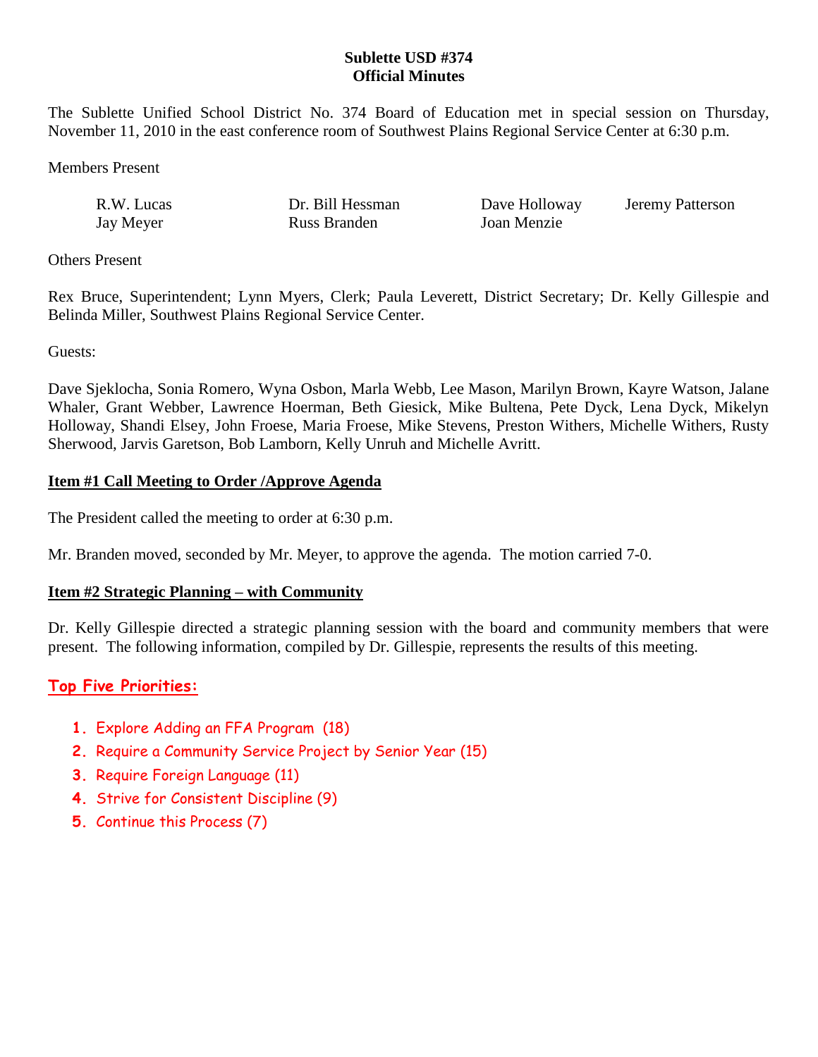# Sublette USD #374
## Official Minutes

The Sublette Unified School District No. 374 Board of Education met in special session on Thursday, November 11, 2010 in the east conference room of Southwest Plains Regional Service Center at 6:30 p.m.

Members Present

| | | | |
|---|---|---|---|
| R.W. Lucas | Dr. Bill Hessman | Dave Holloway | Jeremy Patterson |
| Jay Meyer | Russ Branden | Joan Menzie | |

Others Present

Rex Bruce, Superintendent; Lynn Myers, Clerk; Paula Leverett, District Secretary; Dr. Kelly Gillespie and Belinda Miller, Southwest Plains Regional Service Center.

Guests:

Dave Sjeklocha, Sonia Romero, Wyna Osbon, Marla Webb, Lee Mason, Marilyn Brown, Kayre Watson, Jalane Whaler, Grant Webber, Lawrence Hoerman, Beth Giesick, Mike Bultena, Pete Dyck, Lena Dyck, Mikelyn Holloway, Shandi Elsey, John Froese, Maria Froese, Mike Stevens, Preston Withers, Michelle Withers, Rusty Sherwood, Jarvis Garetson, Bob Lamborn, Kelly Unruh and Michelle Avritt.

**Item #1 Call Meeting to Order /Approve Agenda**

The President called the meeting to order at 6:30 p.m.

Mr. Branden moved, seconded by Mr. Meyer, to approve the agenda. The motion carried 7-0.

**Item #2 Strategic Planning – with Community**

Dr. Kelly Gillespie directed a strategic planning session with the board and community members that were present. The following information, compiled by Dr. Gillespie, represents the results of this meeting.

**Top Five Priorities:**

1. Explore Adding an FFA Program (18)
2. Require a Community Service Project by Senior Year (15)
3. Require Foreign Language (11)
4. Strive for Consistent Discipline (9)
5. Continue this Process (7)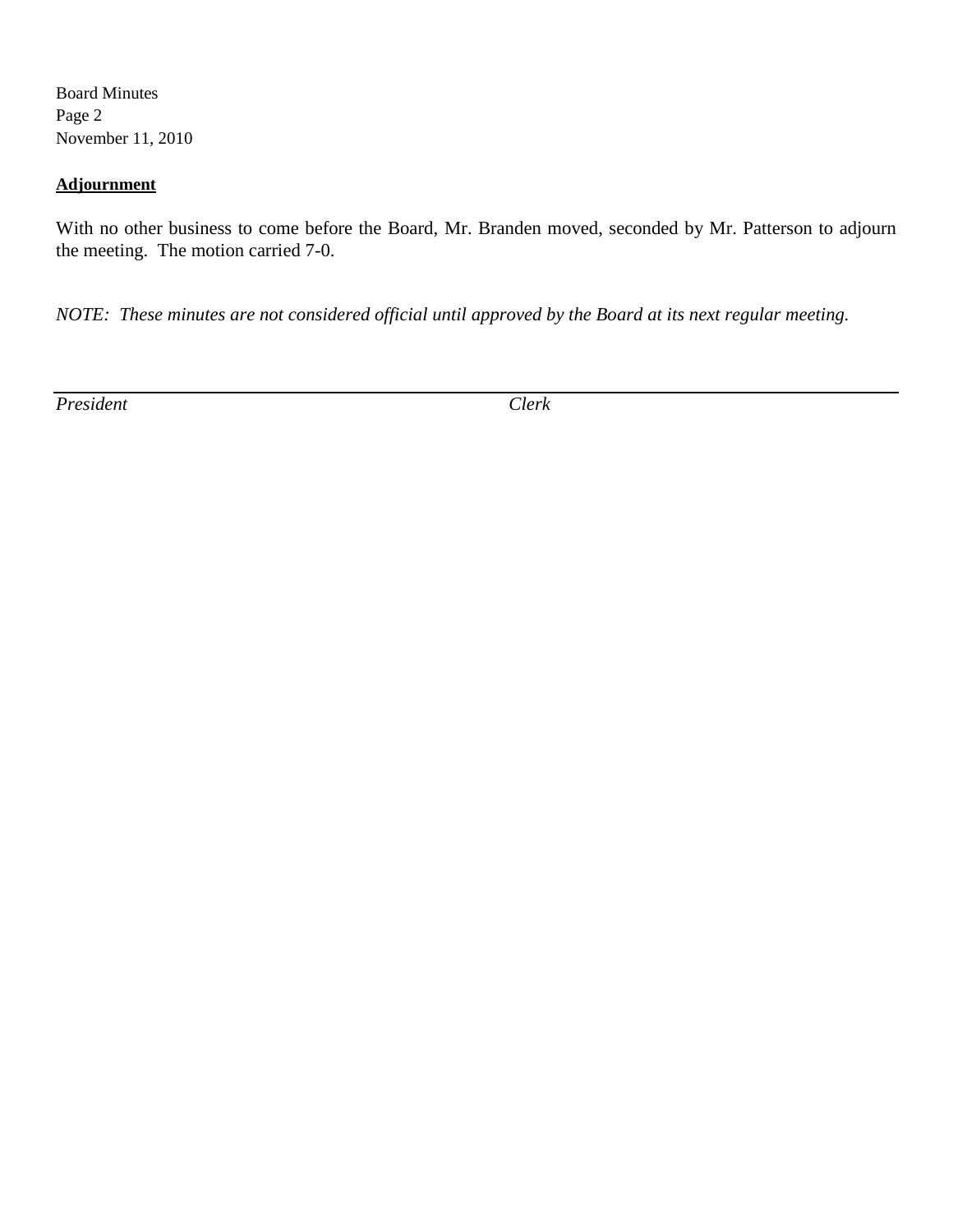**Adjournment**

With no other business to come before the Board, Mr. Branden moved, seconded by Mr. Patterson to adjourn the meeting. The motion carried 7-0.

*NOTE: These minutes are not considered official until approved by the Board at its next regular meeting.*

*President* *Clerk*